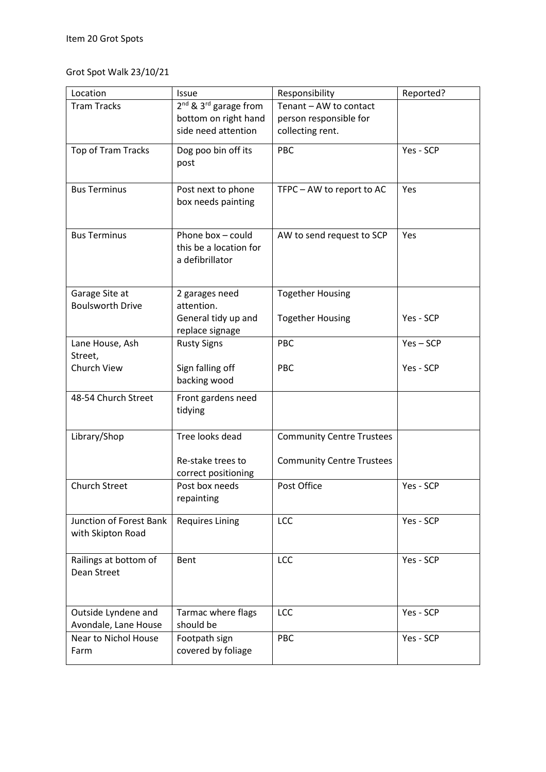Item 20 Grot Spots

Grot Spot Walk 23/10/21

| Location | Issue | Responsibility | Reported? |
|---|---|---|---|
| Tram Tracks | 2nd & 3rd garage from bottom on right hand side need attention | Tenant – AW to contact person responsible for collecting rent. | |
| Top of Tram Tracks | Dog poo bin off its post | PBC | Yes - SCP |
| Bus Terminus | Post next to phone box needs painting | TFPC – AW to report to AC | Yes |
| Bus Terminus | Phone box – could this be a location for a defibrillator | AW to send request to SCP | Yes |
| Garage Site at Boulsworth Drive | 2 garages need attention.<br>General tidy up and replace signage | Together Housing<br>Together Housing | <br>Yes - SCP |
| Lane House, Ash Street,<br>Church View | Rusty Signs<br>Sign falling off backing wood | PBC<br>PBC | Yes – SCP<br>Yes - SCP |
| 48-54 Church Street | Front gardens need tidying | | |
| Library/Shop | Tree looks dead<br>Re-stake trees to correct positioning | Community Centre Trustees<br>Community Centre Trustees | |
| Church Street | Post box needs repainting | Post Office | Yes - SCP |
| Junction of Forest Bank with Skipton Road | Requires Lining | LCC | Yes - SCP |
| Railings at bottom of Dean Street | Bent | LCC | Yes - SCP |
| Outside Lyndene and Avondale, Lane House | Tarmac where flags should be | LCC | Yes - SCP |
| Near to Nichol House Farm | Footpath sign covered by foliage | PBC | Yes - SCP |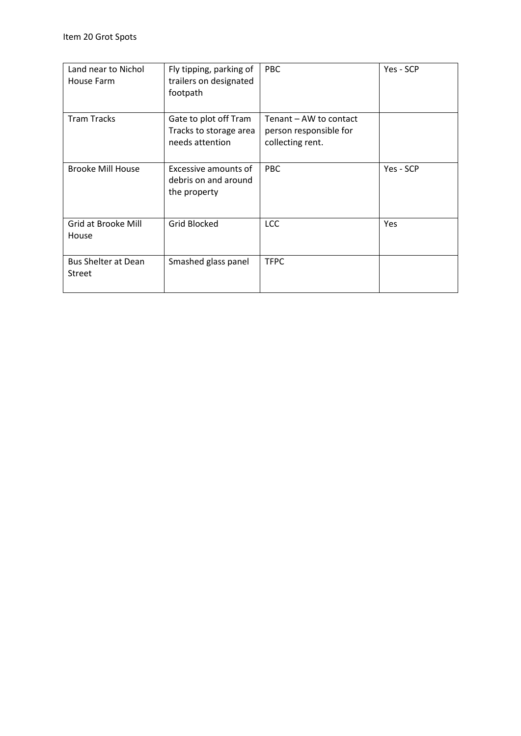Item 20 Grot Spots

| | | | |
|---|---|---|---|
| Land near to Nichol House Farm | Fly tipping, parking of trailers on designated footpath | PBC | Yes - SCP |
| Tram Tracks | Gate to plot off Tram Tracks to storage area needs attention | Tenant – AW to contact person responsible for collecting rent. | |
| Brooke Mill House | Excessive amounts of debris on and around the property | PBC | Yes - SCP |
| Grid at Brooke Mill House | Grid Blocked | LCC | Yes |
| Bus Shelter at Dean Street | Smashed glass panel | TFPC | |